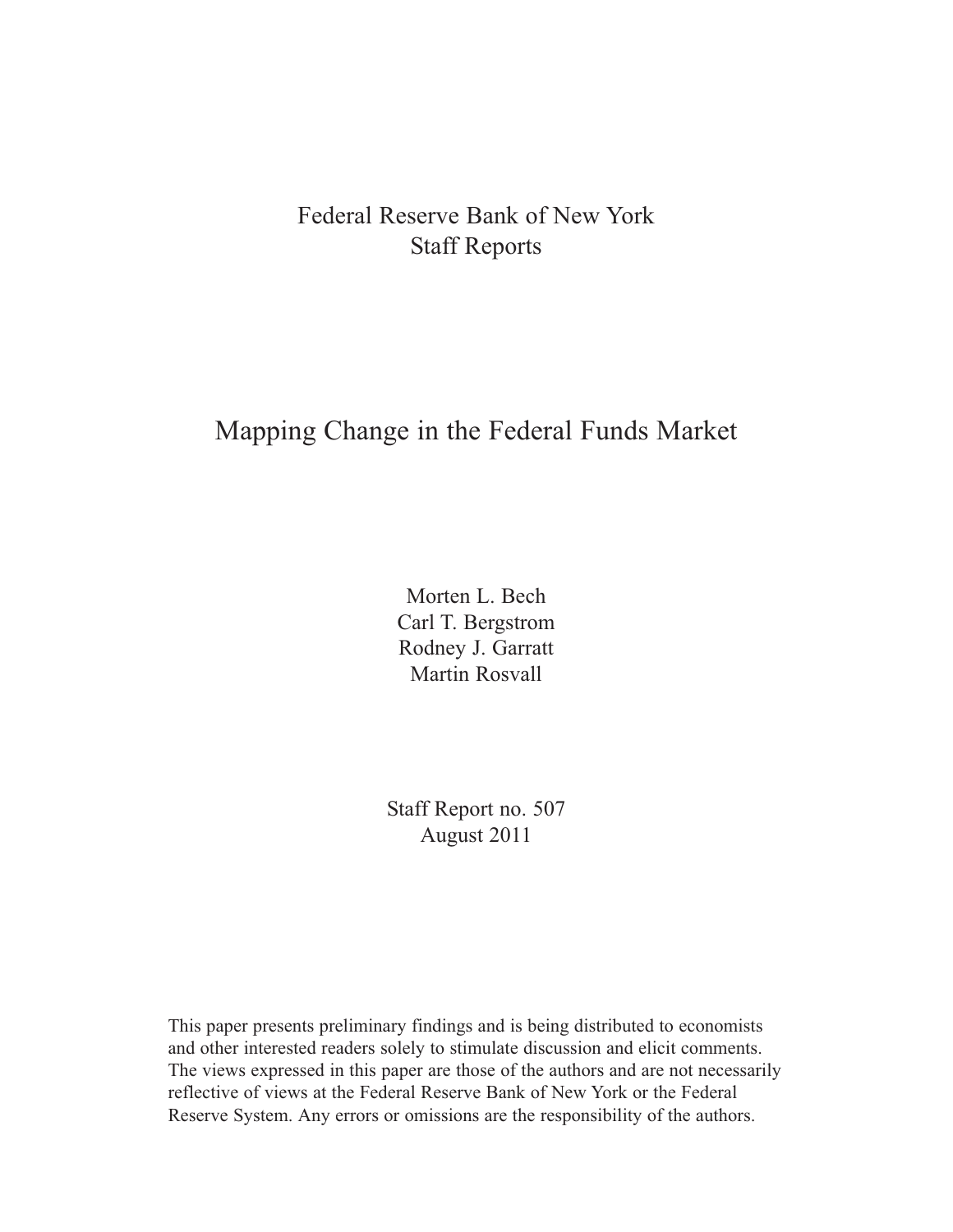Federal Reserve Bank of New York
Staff Reports

# Mapping Change in the Federal Funds Market

Morten L. Bech
Carl T. Bergstrom
Rodney J. Garratt
Martin Rosvall

Staff Report no. 507
August 2011

This paper presents preliminary findings and is being distributed to economists and other interested readers solely to stimulate discussion and elicit comments. The views expressed in this paper are those of the authors and are not necessarily reflective of views at the Federal Reserve Bank of New York or the Federal Reserve System. Any errors or omissions are the responsibility of the authors.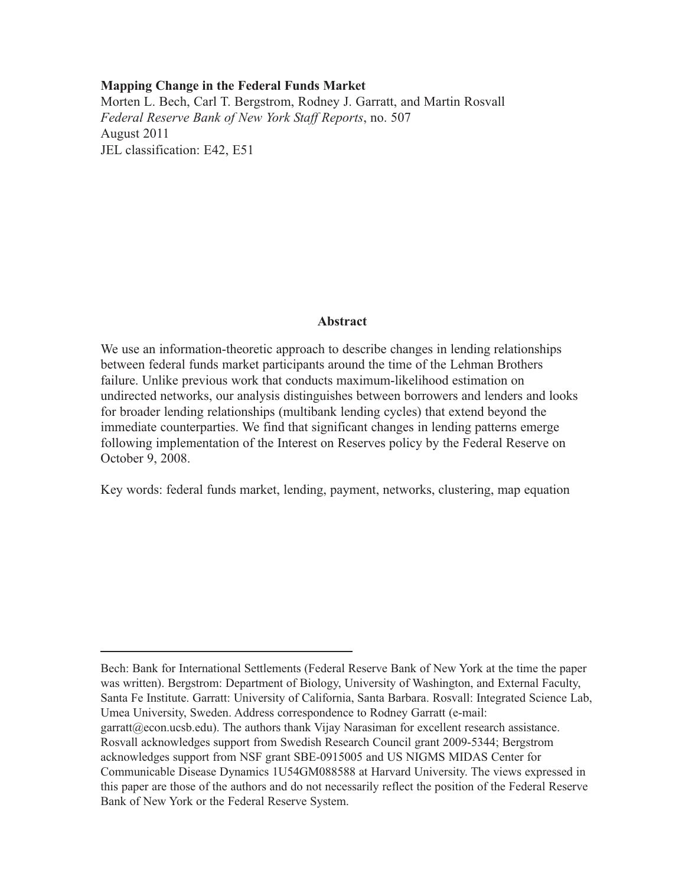**Mapping Change in the Federal Funds Market**
Morten L. Bech, Carl T. Bergstrom, Rodney J. Garratt, and Martin Rosvall
*Federal Reserve Bank of New York Staff Reports*, no. 507
August 2011
JEL classification: E42, E51

## Abstract

We use an information-theoretic approach to describe changes in lending relationships between federal funds market participants around the time of the Lehman Brothers failure. Unlike previous work that conducts maximum-likelihood estimation on undirected networks, our analysis distinguishes between borrowers and lenders and looks for broader lending relationships (multibank lending cycles) that extend beyond the immediate counterparties. We find that significant changes in lending patterns emerge following implementation of the Interest on Reserves policy by the Federal Reserve on October 9, 2008.

Key words: federal funds market, lending, payment, networks, clustering, map equation

---

Bech: Bank for International Settlements (Federal Reserve Bank of New York at the time the paper was written). Bergstrom: Department of Biology, University of Washington, and External Faculty, Santa Fe Institute. Garratt: University of California, Santa Barbara. Rosvall: Integrated Science Lab, Umea University, Sweden. Address correspondence to Rodney Garratt (e-mail: garratt@econ.ucsb.edu). The authors thank Vijay Narasiman for excellent research assistance. Rosvall acknowledges support from Swedish Research Council grant 2009-5344; Bergstrom acknowledges support from NSF grant SBE-0915005 and US NIGMS MIDAS Center for Communicable Disease Dynamics 1U54GM088588 at Harvard University. The views expressed in this paper are those of the authors and do not necessarily reflect the position of the Federal Reserve Bank of New York or the Federal Reserve System.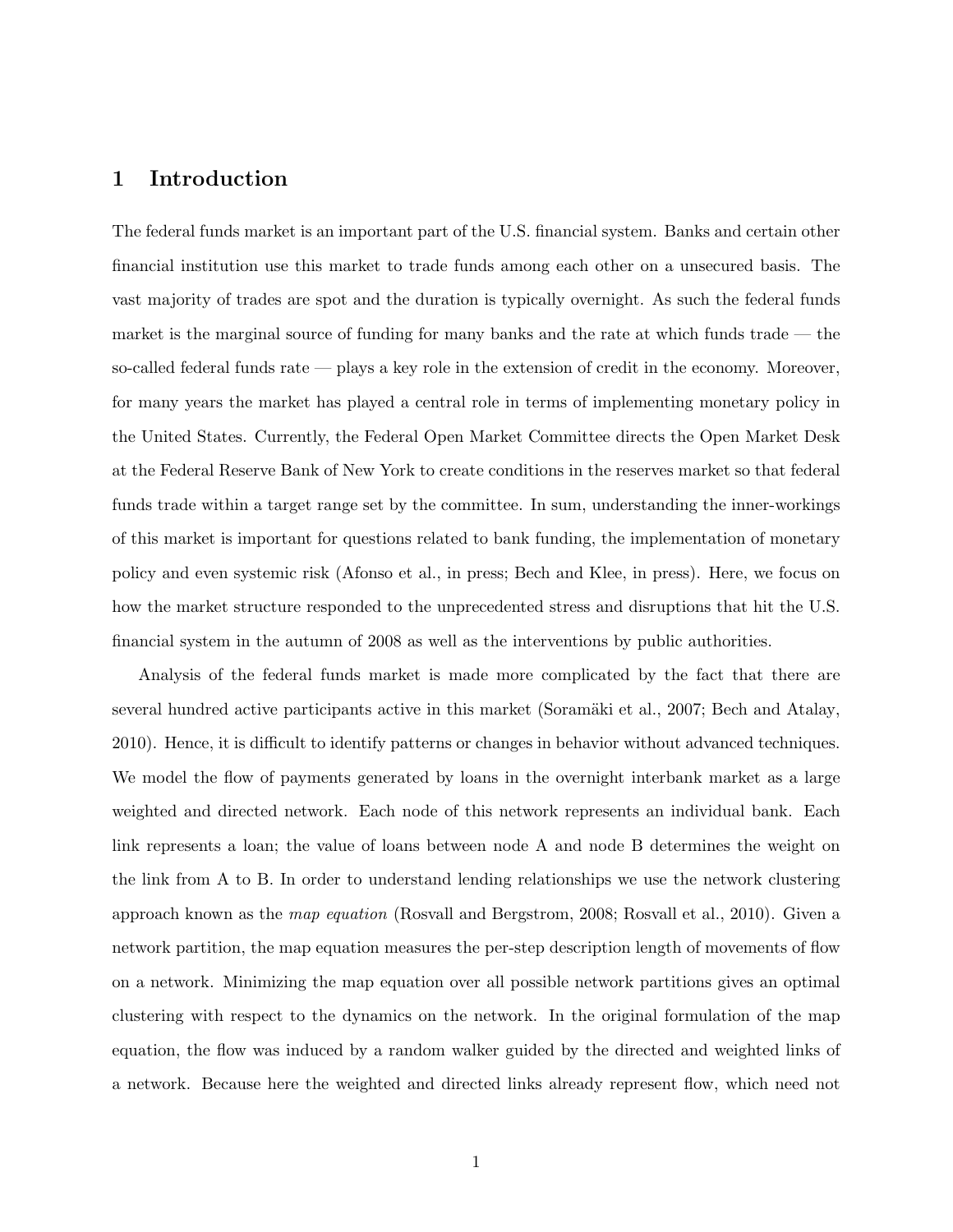# 1 Introduction

The federal funds market is an important part of the U.S. financial system. Banks and certain other financial institution use this market to trade funds among each other on a unsecured basis. The vast majority of trades are spot and the duration is typically overnight. As such the federal funds market is the marginal source of funding for many banks and the rate at which funds trade — the so-called federal funds rate — plays a key role in the extension of credit in the economy. Moreover, for many years the market has played a central role in terms of implementing monetary policy in the United States. Currently, the Federal Open Market Committee directs the Open Market Desk at the Federal Reserve Bank of New York to create conditions in the reserves market so that federal funds trade within a target range set by the committee. In sum, understanding the inner-workings of this market is important for questions related to bank funding, the implementation of monetary policy and even systemic risk (Afonso et al., in press; Bech and Klee, in press). Here, we focus on how the market structure responded to the unprecedented stress and disruptions that hit the U.S. financial system in the autumn of 2008 as well as the interventions by public authorities.

Analysis of the federal funds market is made more complicated by the fact that there are several hundred active participants active in this market (Soramäki et al., 2007; Bech and Atalay, 2010). Hence, it is difficult to identify patterns or changes in behavior without advanced techniques. We model the flow of payments generated by loans in the overnight interbank market as a large weighted and directed network. Each node of this network represents an individual bank. Each link represents a loan; the value of loans between node A and node B determines the weight on the link from A to B. In order to understand lending relationships we use the network clustering approach known as the *map equation* (Rosvall and Bergstrom, 2008; Rosvall et al., 2010). Given a network partition, the map equation measures the per-step description length of movements of flow on a network. Minimizing the map equation over all possible network partitions gives an optimal clustering with respect to the dynamics on the network. In the original formulation of the map equation, the flow was induced by a random walker guided by the directed and weighted links of a network. Because here the weighted and directed links already represent flow, which need not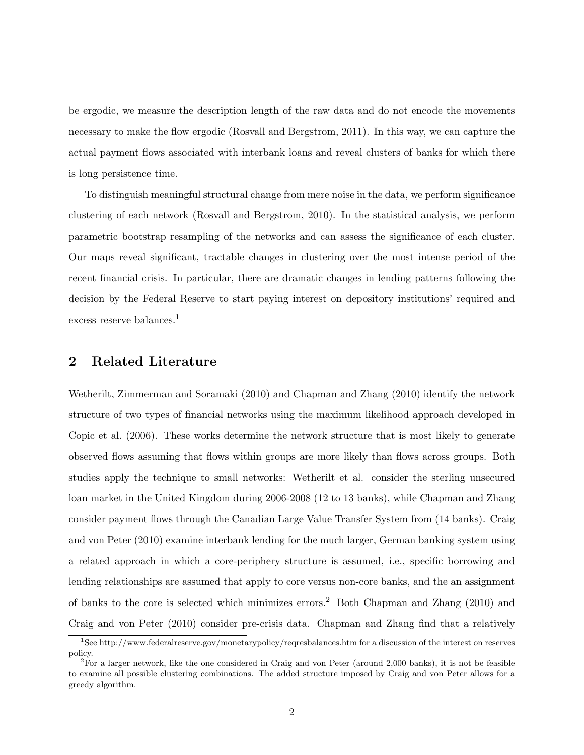be ergodic, we measure the description length of the raw data and do not encode the movements necessary to make the flow ergodic (Rosvall and Bergstrom, 2011). In this way, we can capture the actual payment flows associated with interbank loans and reveal clusters of banks for which there is long persistence time.

To distinguish meaningful structural change from mere noise in the data, we perform significance clustering of each network (Rosvall and Bergstrom, 2010). In the statistical analysis, we perform parametric bootstrap resampling of the networks and can assess the significance of each cluster. Our maps reveal significant, tractable changes in clustering over the most intense period of the recent financial crisis. In particular, there are dramatic changes in lending patterns following the decision by the Federal Reserve to start paying interest on depository institutions' required and excess reserve balances.[1]

## 2 Related Literature

Wetherilt, Zimmerman and Soramaki (2010) and Chapman and Zhang (2010) identify the network structure of two types of financial networks using the maximum likelihood approach developed in Copic et al. (2006). These works determine the network structure that is most likely to generate observed flows assuming that flows within groups are more likely than flows across groups. Both studies apply the technique to small networks: Wetherilt et al. consider the sterling unsecured loan market in the United Kingdom during 2006-2008 (12 to 13 banks), while Chapman and Zhang consider payment flows through the Canadian Large Value Transfer System from (14 banks). Craig and von Peter (2010) examine interbank lending for the much larger, German banking system using a related approach in which a core-periphery structure is assumed, i.e., specific borrowing and lending relationships are assumed that apply to core versus non-core banks, and the an assignment of banks to the core is selected which minimizes errors.[2] Both Chapman and Zhang (2010) and Craig and von Peter (2010) consider pre-crisis data. Chapman and Zhang find that a relatively

[1] See http://www.federalreserve.gov/monetarypolicy/reqresbalances.htm for a discussion of the interest on reserves policy.

[2] For a larger network, like the one considered in Craig and von Peter (around 2,000 banks), it is not be feasible to examine all possible clustering combinations. The added structure imposed by Craig and von Peter allows for a greedy algorithm.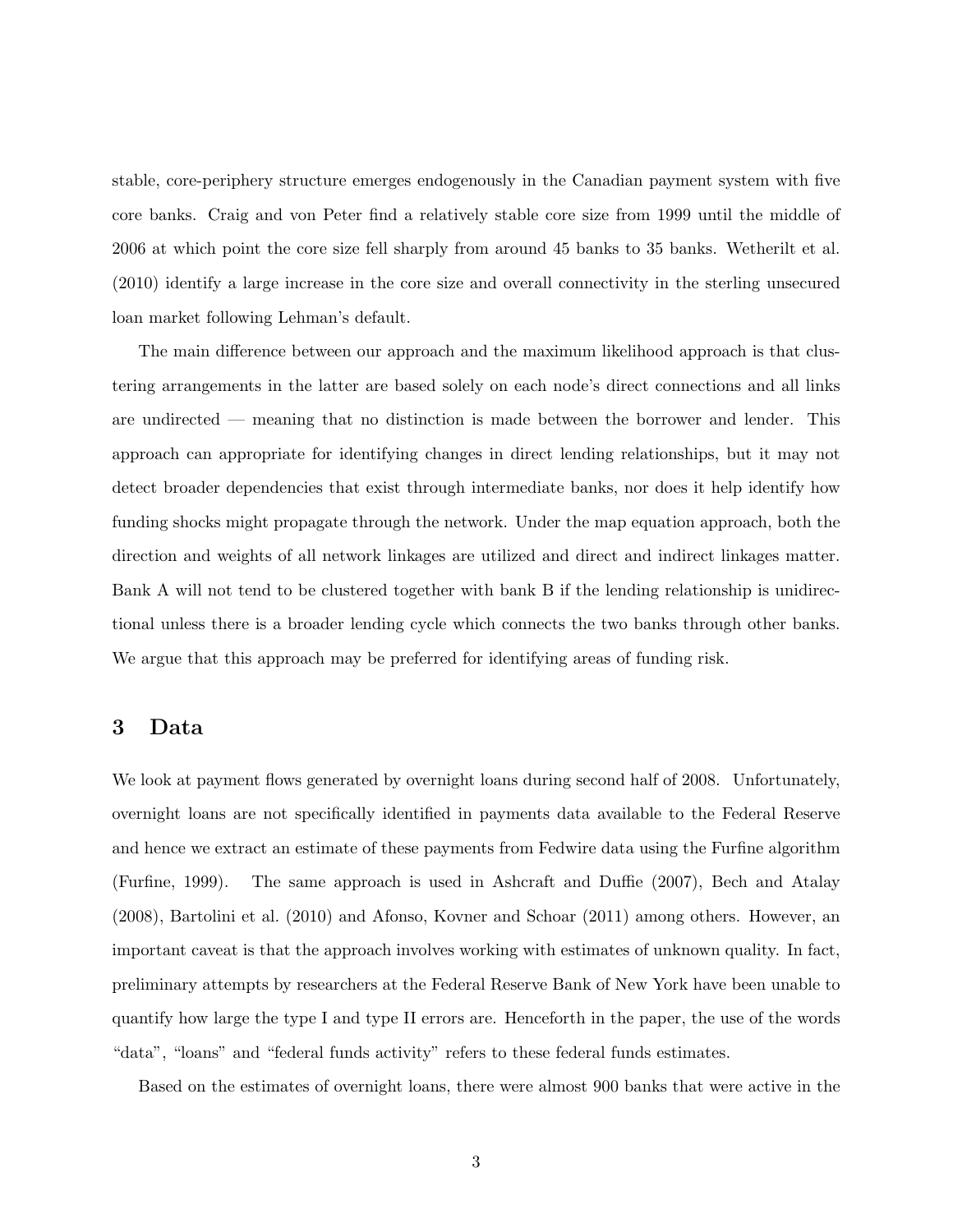stable, core-periphery structure emerges endogenously in the Canadian payment system with five core banks. Craig and von Peter find a relatively stable core size from 1999 until the middle of 2006 at which point the core size fell sharply from around 45 banks to 35 banks. Wetherilt et al. (2010) identify a large increase in the core size and overall connectivity in the sterling unsecured loan market following Lehman's default.

The main difference between our approach and the maximum likelihood approach is that clustering arrangements in the latter are based solely on each node's direct connections and all links are undirected — meaning that no distinction is made between the borrower and lender. This approach can appropriate for identifying changes in direct lending relationships, but it may not detect broader dependencies that exist through intermediate banks, nor does it help identify how funding shocks might propagate through the network. Under the map equation approach, both the direction and weights of all network linkages are utilized and direct and indirect linkages matter. Bank A will not tend to be clustered together with bank B if the lending relationship is unidirectional unless there is a broader lending cycle which connects the two banks through other banks. We argue that this approach may be preferred for identifying areas of funding risk.

# 3 Data

We look at payment flows generated by overnight loans during second half of 2008. Unfortunately, overnight loans are not specifically identified in payments data available to the Federal Reserve and hence we extract an estimate of these payments from Fedwire data using the Furfine algorithm (Furfine, 1999). The same approach is used in Ashcraft and Duffie (2007), Bech and Atalay (2008), Bartolini et al. (2010) and Afonso, Kovner and Schoar (2011) among others. However, an important caveat is that the approach involves working with estimates of unknown quality. In fact, preliminary attempts by researchers at the Federal Reserve Bank of New York have been unable to quantify how large the type I and type II errors are. Henceforth in the paper, the use of the words "data", "loans" and "federal funds activity" refers to these federal funds estimates.

Based on the estimates of overnight loans, there were almost 900 banks that were active in the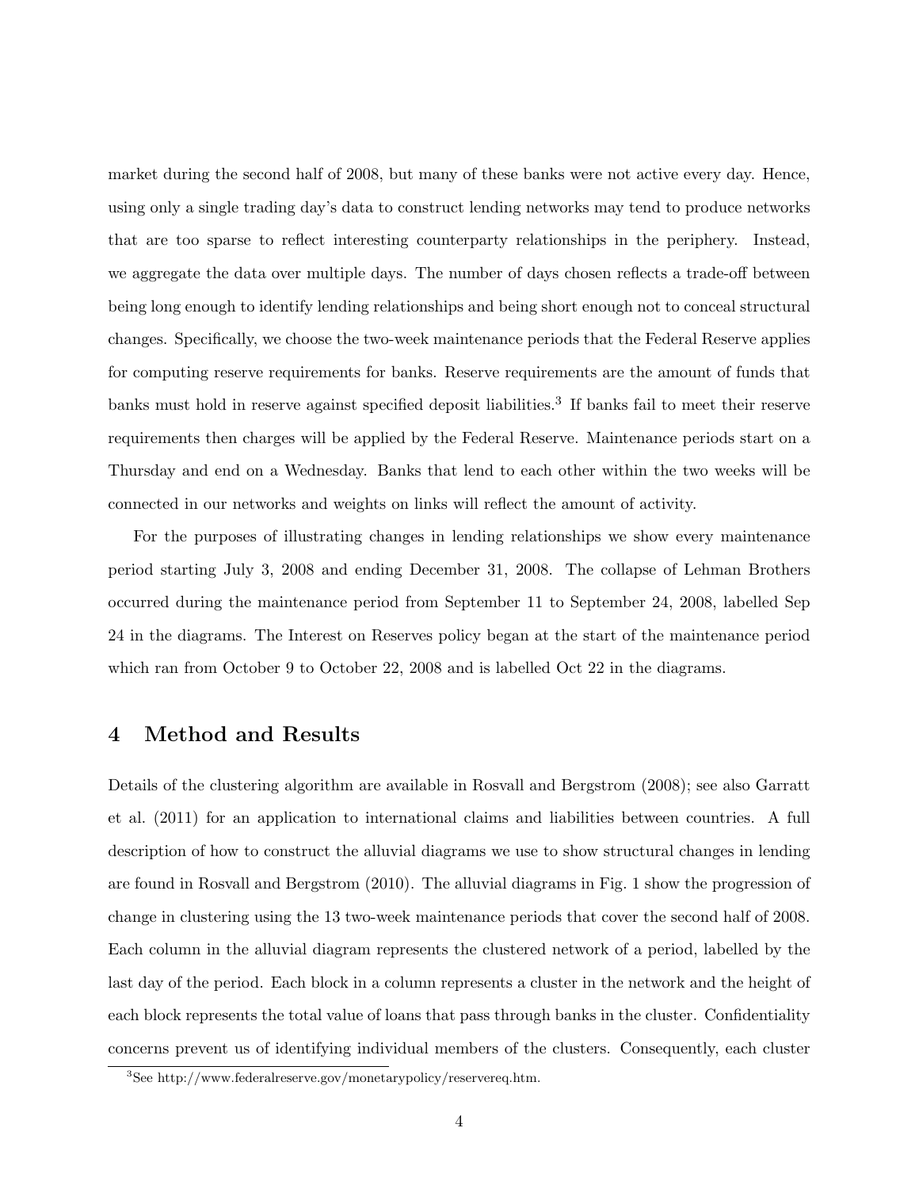market during the second half of 2008, but many of these banks were not active every day. Hence, using only a single trading day's data to construct lending networks may tend to produce networks that are too sparse to reflect interesting counterparty relationships in the periphery. Instead, we aggregate the data over multiple days. The number of days chosen reflects a trade-off between being long enough to identify lending relationships and being short enough not to conceal structural changes. Specifically, we choose the two-week maintenance periods that the Federal Reserve applies for computing reserve requirements for banks. Reserve requirements are the amount of funds that banks must hold in reserve against specified deposit liabilities.[3] If banks fail to meet their reserve requirements then charges will be applied by the Federal Reserve. Maintenance periods start on a Thursday and end on a Wednesday. Banks that lend to each other within the two weeks will be connected in our networks and weights on links will reflect the amount of activity.

For the purposes of illustrating changes in lending relationships we show every maintenance period starting July 3, 2008 and ending December 31, 2008. The collapse of Lehman Brothers occurred during the maintenance period from September 11 to September 24, 2008, labelled Sep 24 in the diagrams. The Interest on Reserves policy began at the start of the maintenance period which ran from October 9 to October 22, 2008 and is labelled Oct 22 in the diagrams.

## 4 Method and Results

Details of the clustering algorithm are available in Rosvall and Bergstrom (2008); see also Garratt et al. (2011) for an application to international claims and liabilities between countries. A full description of how to construct the alluvial diagrams we use to show structural changes in lending are found in Rosvall and Bergstrom (2010). The alluvial diagrams in Fig. 1 show the progression of change in clustering using the 13 two-week maintenance periods that cover the second half of 2008. Each column in the alluvial diagram represents the clustered network of a period, labelled by the last day of the period. Each block in a column represents a cluster in the network and the height of each block represents the total value of loans that pass through banks in the cluster. Confidentiality concerns prevent us of identifying individual members of the clusters. Consequently, each cluster

[3] See http://www.federalreserve.gov/monetarypolicy/reservereq.htm.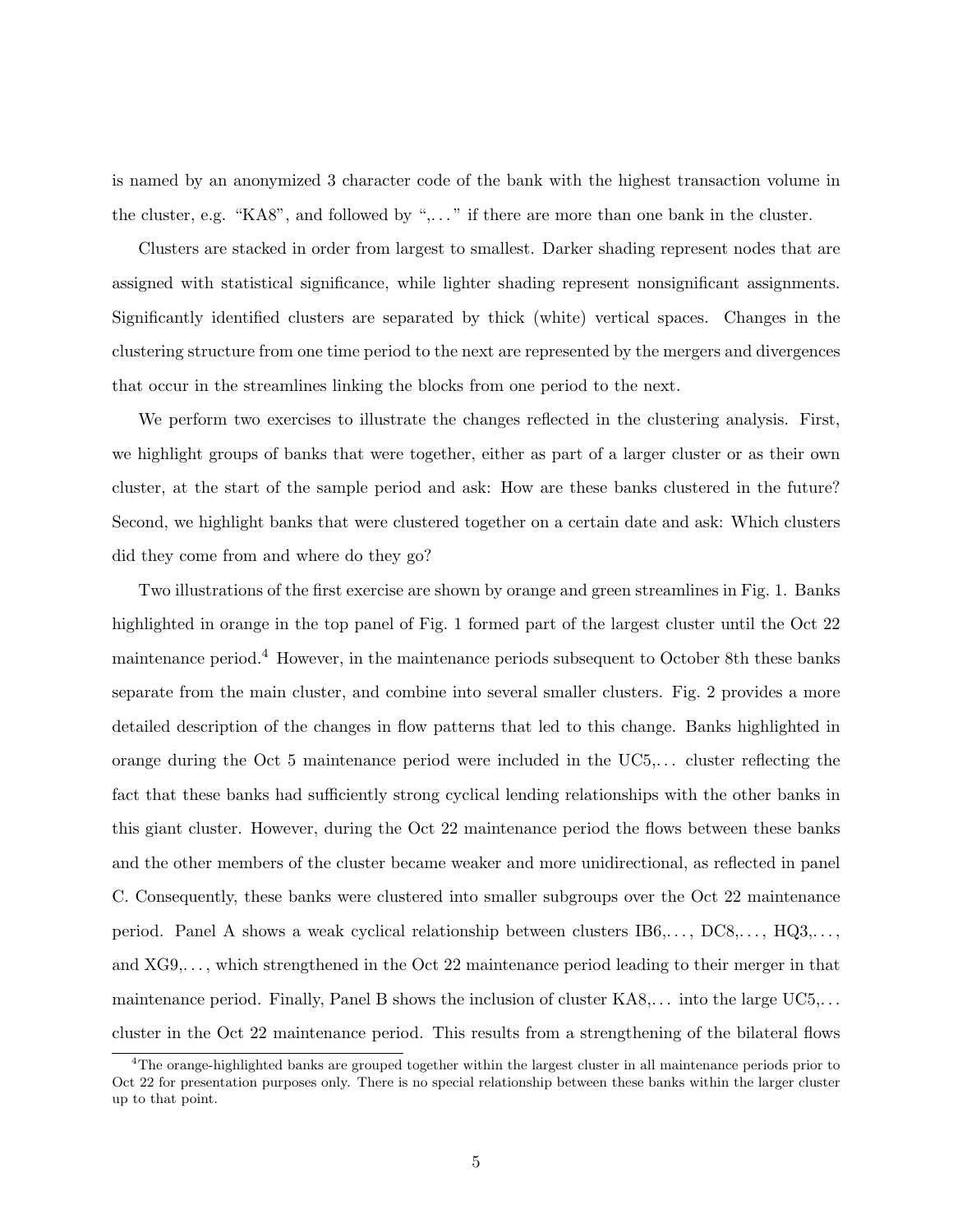is named by an anonymized 3 character code of the bank with the highest transaction volume in the cluster, e.g. "KA8", and followed by ",. . . " if there are more than one bank in the cluster.

Clusters are stacked in order from largest to smallest. Darker shading represent nodes that are assigned with statistical significance, while lighter shading represent nonsignificant assignments. Significantly identified clusters are separated by thick (white) vertical spaces. Changes in the clustering structure from one time period to the next are represented by the mergers and divergences that occur in the streamlines linking the blocks from one period to the next.

We perform two exercises to illustrate the changes reflected in the clustering analysis. First, we highlight groups of banks that were together, either as part of a larger cluster or as their own cluster, at the start of the sample period and ask: How are these banks clustered in the future? Second, we highlight banks that were clustered together on a certain date and ask: Which clusters did they come from and where do they go?

Two illustrations of the first exercise are shown by orange and green streamlines in Fig. 1. Banks highlighted in orange in the top panel of Fig. 1 formed part of the largest cluster until the Oct 22 maintenance period.[4] However, in the maintenance periods subsequent to October 8th these banks separate from the main cluster, and combine into several smaller clusters. Fig. 2 provides a more detailed description of the changes in flow patterns that led to this change. Banks highlighted in orange during the Oct 5 maintenance period were included in the UC5,. . . cluster reflecting the fact that these banks had sufficiently strong cyclical lending relationships with the other banks in this giant cluster. However, during the Oct 22 maintenance period the flows between these banks and the other members of the cluster became weaker and more unidirectional, as reflected in panel C. Consequently, these banks were clustered into smaller subgroups over the Oct 22 maintenance period. Panel A shows a weak cyclical relationship between clusters IB6,. . . , DC8,. . . , HQ3,. . . , and XG9,. . . , which strengthened in the Oct 22 maintenance period leading to their merger in that maintenance period. Finally, Panel B shows the inclusion of cluster KA8,. . . into the large UC5,. . . cluster in the Oct 22 maintenance period. This results from a strengthening of the bilateral flows

[4] The orange-highlighted banks are grouped together within the largest cluster in all maintenance periods prior to Oct 22 for presentation purposes only. There is no special relationship between these banks within the larger cluster up to that point.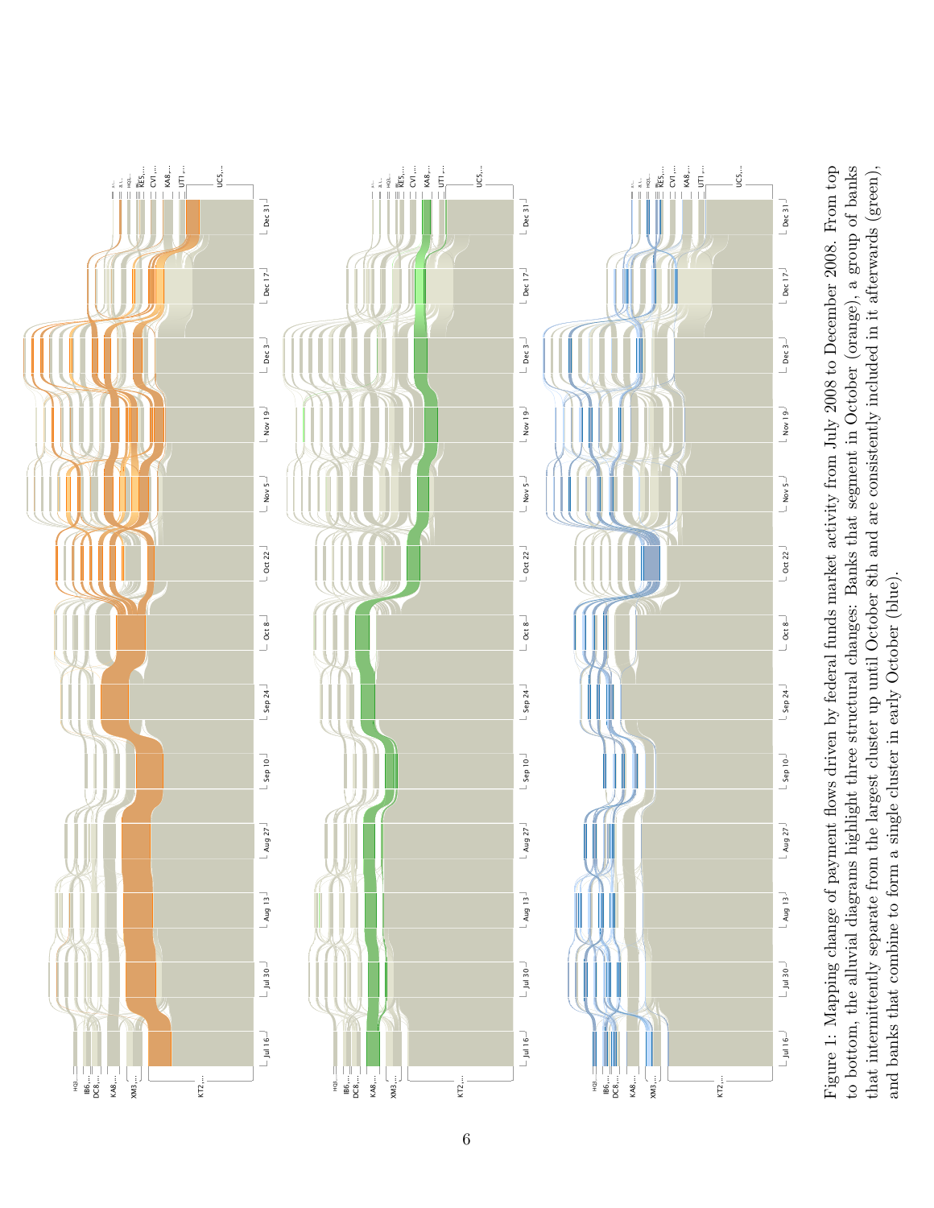Figure 1: Mapping change of payment flows driven by federal funds market activity from July 2008 to December 2008. From top to bottom, the alluvial diagrams highlight three structural changes: Banks that segment in October (orange), a group of banks that intermittently separate from the largest cluster up until October 8th and are consistently included in it afterwards (green), and banks that combine to form a single cluster in early October (blue).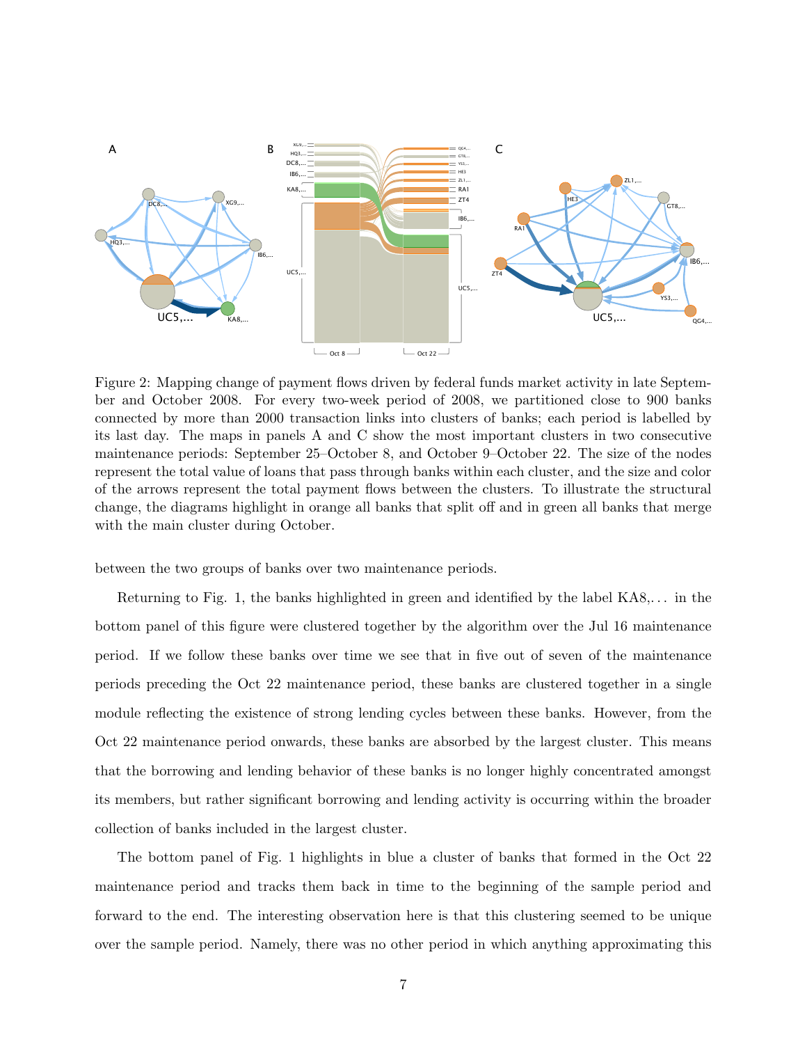Figure 2: Mapping change of payment flows driven by federal funds market activity in late September and October 2008. For every two-week period of 2008, we partitioned close to 900 banks connected by more than 2000 transaction links into clusters of banks; each period is labelled by its last day. The maps in panels A and C show the most important clusters in two consecutive maintenance periods: September 25–October 8, and October 9–October 22. The size of the nodes represent the total value of loans that pass through banks within each cluster, and the size and color of the arrows represent the total payment flows between the clusters. To illustrate the structural change, the diagrams highlight in orange all banks that split off and in green all banks that merge with the main cluster during October.

between the two groups of banks over two maintenance periods.

Returning to Fig. 1, the banks highlighted in green and identified by the label KA8,... in the bottom panel of this figure were clustered together by the algorithm over the Jul 16 maintenance period. If we follow these banks over time we see that in five out of seven of the maintenance periods preceding the Oct 22 maintenance period, these banks are clustered together in a single module reflecting the existence of strong lending cycles between these banks. However, from the Oct 22 maintenance period onwards, these banks are absorbed by the largest cluster. This means that the borrowing and lending behavior of these banks is no longer highly concentrated amongst its members, but rather significant borrowing and lending activity is occurring within the broader collection of banks included in the largest cluster.

The bottom panel of Fig. 1 highlights in blue a cluster of banks that formed in the Oct 22 maintenance period and tracks them back in time to the beginning of the sample period and forward to the end. The interesting observation here is that this clustering seemed to be unique over the sample period. Namely, there was no other period in which anything approximating this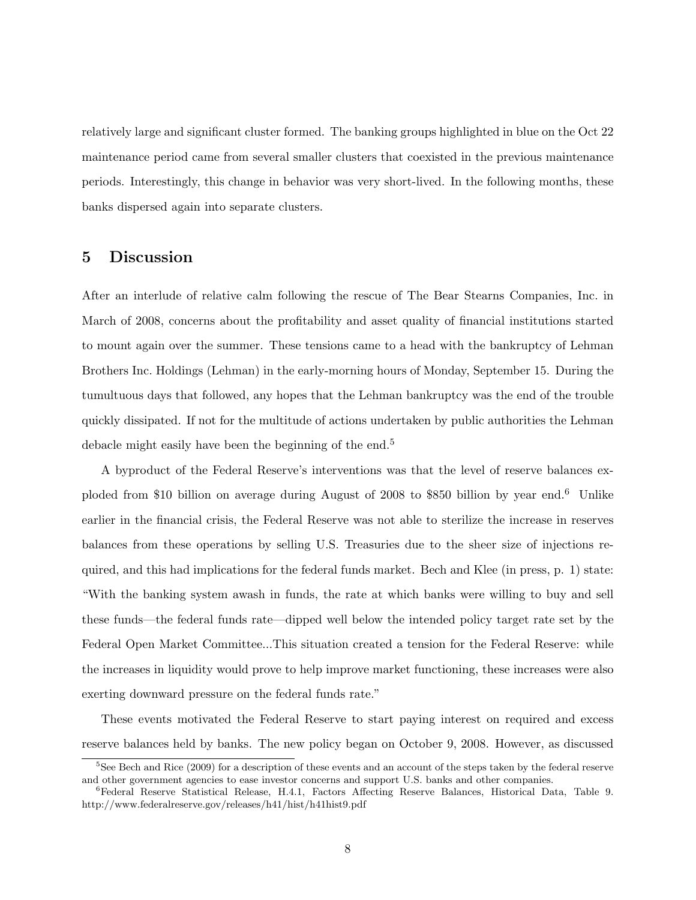relatively large and significant cluster formed. The banking groups highlighted in blue on the Oct 22 maintenance period came from several smaller clusters that coexisted in the previous maintenance periods. Interestingly, this change in behavior was very short-lived. In the following months, these banks dispersed again into separate clusters.

## 5 Discussion

After an interlude of relative calm following the rescue of The Bear Stearns Companies, Inc. in March of 2008, concerns about the profitability and asset quality of financial institutions started to mount again over the summer. These tensions came to a head with the bankruptcy of Lehman Brothers Inc. Holdings (Lehman) in the early-morning hours of Monday, September 15. During the tumultuous days that followed, any hopes that the Lehman bankruptcy was the end of the trouble quickly dissipated. If not for the multitude of actions undertaken by public authorities the Lehman debacle might easily have been the beginning of the end.[5]

A byproduct of the Federal Reserve's interventions was that the level of reserve balances exploded from \$10 billion on average during August of 2008 to \$850 billion by year end.[6] Unlike earlier in the financial crisis, the Federal Reserve was not able to sterilize the increase in reserves balances from these operations by selling U.S. Treasuries due to the sheer size of injections required, and this had implications for the federal funds market. Bech and Klee (in press, p. 1) state: "With the banking system awash in funds, the rate at which banks were willing to buy and sell these funds—the federal funds rate—dipped well below the intended policy target rate set by the Federal Open Market Committee...This situation created a tension for the Federal Reserve: while the increases in liquidity would prove to help improve market functioning, these increases were also exerting downward pressure on the federal funds rate."

These events motivated the Federal Reserve to start paying interest on required and excess reserve balances held by banks. The new policy began on October 9, 2008. However, as discussed

[5] See Bech and Rice (2009) for a description of these events and an account of the steps taken by the federal reserve and other government agencies to ease investor concerns and support U.S. banks and other companies.

[6] Federal Reserve Statistical Release, H.4.1, Factors Affecting Reserve Balances, Historical Data, Table 9. http://www.federalreserve.gov/releases/h41/hist/h41hist9.pdf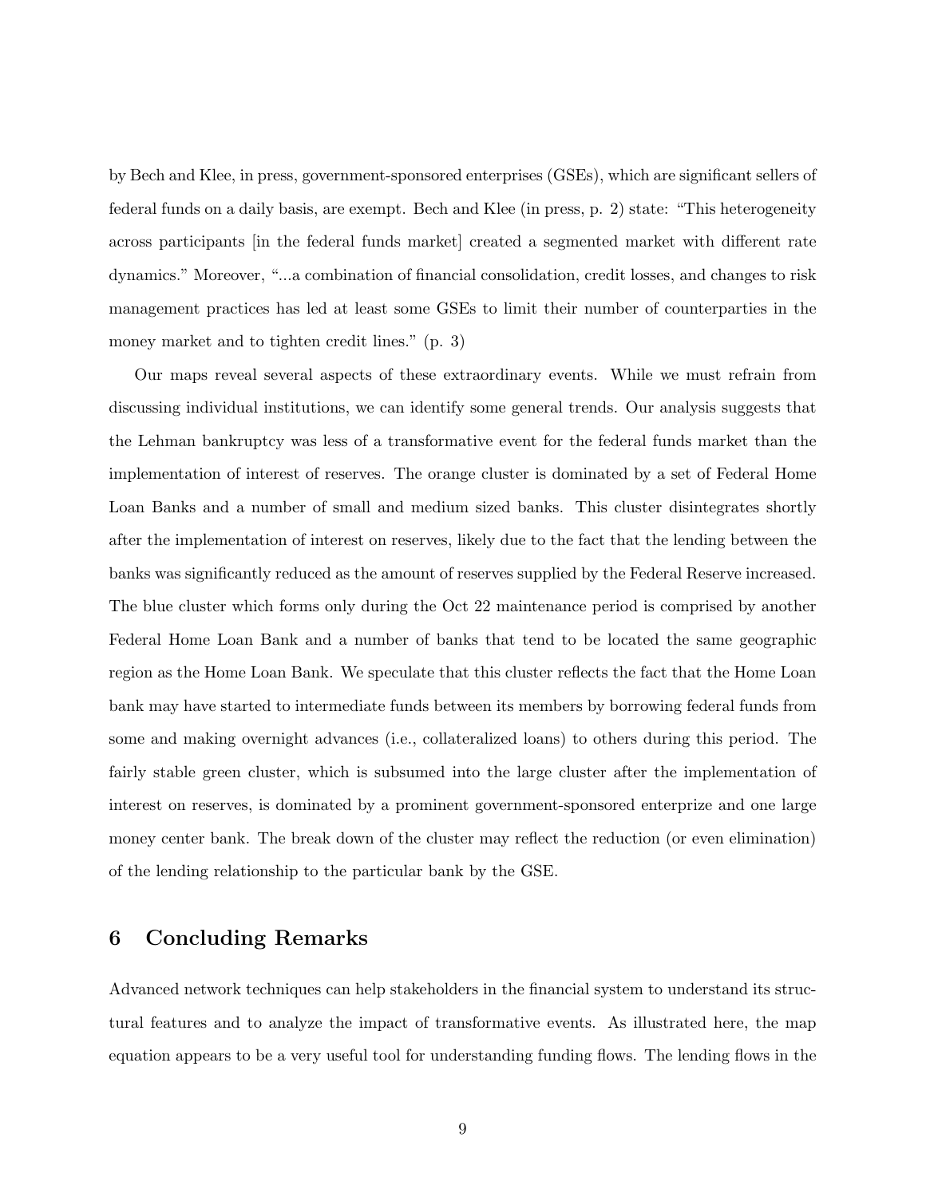by Bech and Klee, in press, government-sponsored enterprises (GSEs), which are significant sellers of federal funds on a daily basis, are exempt. Bech and Klee (in press, p. 2) state: "This heterogeneity across participants [in the federal funds market] created a segmented market with different rate dynamics." Moreover, "...a combination of financial consolidation, credit losses, and changes to risk management practices has led at least some GSEs to limit their number of counterparties in the money market and to tighten credit lines." (p. 3)

Our maps reveal several aspects of these extraordinary events. While we must refrain from discussing individual institutions, we can identify some general trends. Our analysis suggests that the Lehman bankruptcy was less of a transformative event for the federal funds market than the implementation of interest of reserves. The orange cluster is dominated by a set of Federal Home Loan Banks and a number of small and medium sized banks. This cluster disintegrates shortly after the implementation of interest on reserves, likely due to the fact that the lending between the banks was significantly reduced as the amount of reserves supplied by the Federal Reserve increased. The blue cluster which forms only during the Oct 22 maintenance period is comprised by another Federal Home Loan Bank and a number of banks that tend to be located the same geographic region as the Home Loan Bank. We speculate that this cluster reflects the fact that the Home Loan bank may have started to intermediate funds between its members by borrowing federal funds from some and making overnight advances (i.e., collateralized loans) to others during this period. The fairly stable green cluster, which is subsumed into the large cluster after the implementation of interest on reserves, is dominated by a prominent government-sponsored enterprize and one large money center bank. The break down of the cluster may reflect the reduction (or even elimination) of the lending relationship to the particular bank by the GSE.

## 6 Concluding Remarks

Advanced network techniques can help stakeholders in the financial system to understand its structural features and to analyze the impact of transformative events. As illustrated here, the map equation appears to be a very useful tool for understanding funding flows. The lending flows in the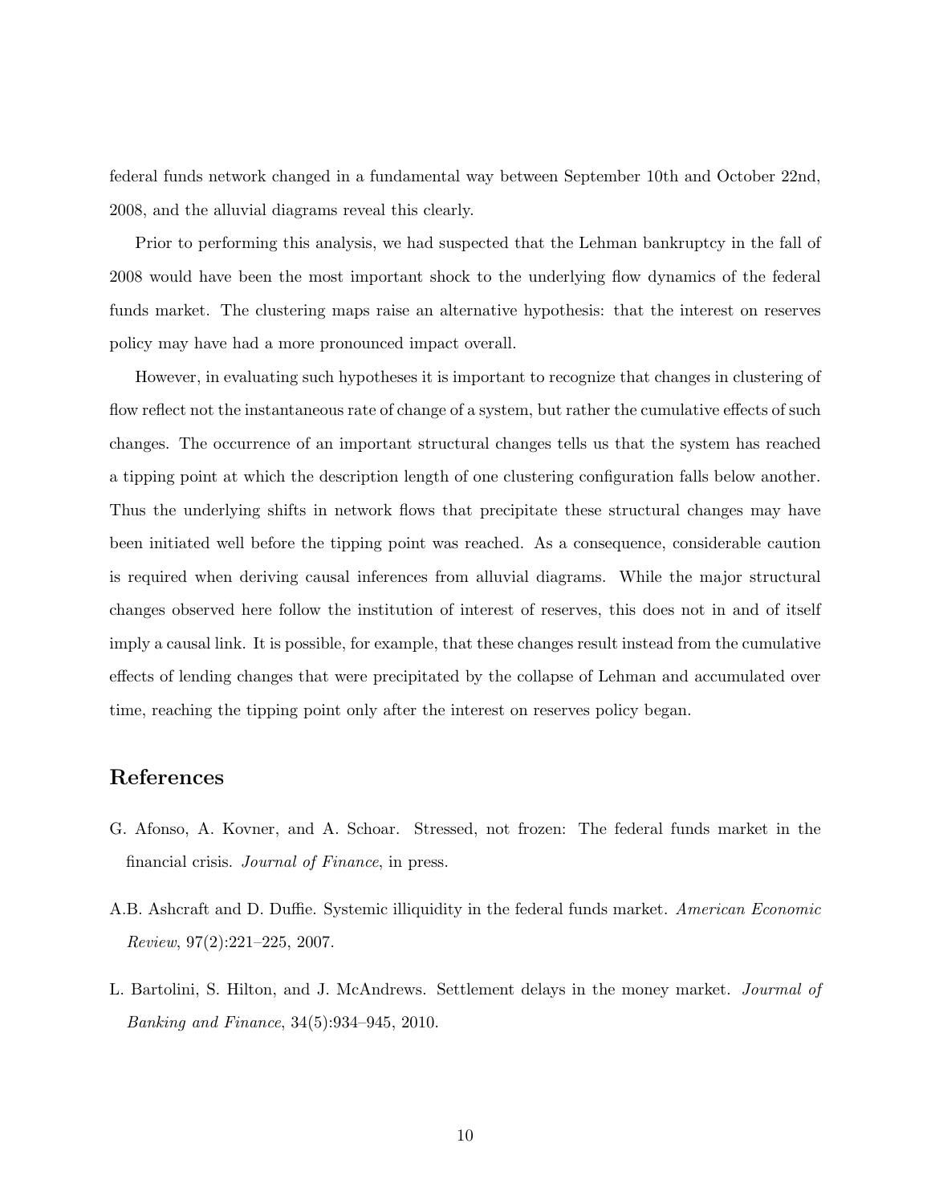federal funds network changed in a fundamental way between September 10th and October 22nd, 2008, and the alluvial diagrams reveal this clearly.

Prior to performing this analysis, we had suspected that the Lehman bankruptcy in the fall of 2008 would have been the most important shock to the underlying flow dynamics of the federal funds market. The clustering maps raise an alternative hypothesis: that the interest on reserves policy may have had a more pronounced impact overall.

However, in evaluating such hypotheses it is important to recognize that changes in clustering of flow reflect not the instantaneous rate of change of a system, but rather the cumulative effects of such changes. The occurrence of an important structural changes tells us that the system has reached a tipping point at which the description length of one clustering configuration falls below another. Thus the underlying shifts in network flows that precipitate these structural changes may have been initiated well before the tipping point was reached. As a consequence, considerable caution is required when deriving causal inferences from alluvial diagrams. While the major structural changes observed here follow the institution of interest of reserves, this does not in and of itself imply a causal link. It is possible, for example, that these changes result instead from the cumulative effects of lending changes that were precipitated by the collapse of Lehman and accumulated over time, reaching the tipping point only after the interest on reserves policy began.

## References

G. Afonso, A. Kovner, and A. Schoar. Stressed, not frozen: The federal funds market in the financial crisis. *Journal of Finance*, in press.

A.B. Ashcraft and D. Duffie. Systemic illiquidity in the federal funds market. *American Economic Review*, 97(2):221–225, 2007.

L. Bartolini, S. Hilton, and J. McAndrews. Settlement delays in the money market. *Jourmal of Banking and Finance*, 34(5):934–945, 2010.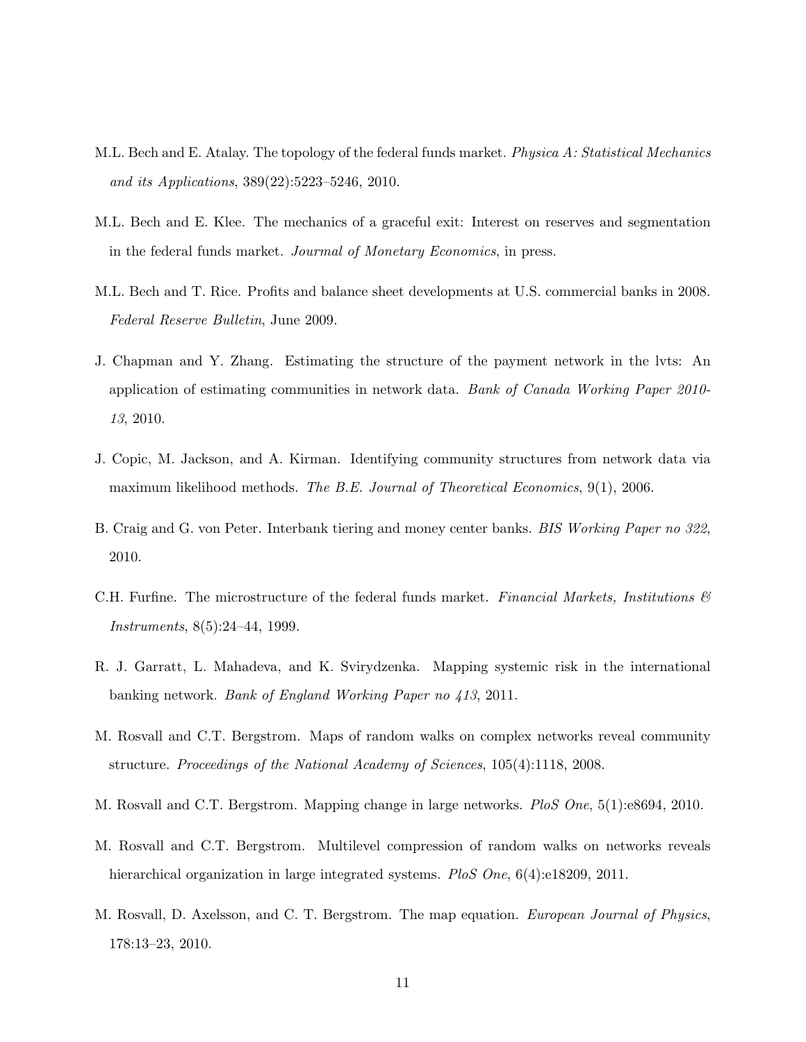M.L. Bech and E. Atalay. The topology of the federal funds market. *Physica A: Statistical Mechanics and its Applications*, 389(22):5223–5246, 2010.

M.L. Bech and E. Klee. The mechanics of a graceful exit: Interest on reserves and segmentation in the federal funds market. *Jourmal of Monetary Economics*, in press.

M.L. Bech and T. Rice. Profits and balance sheet developments at U.S. commercial banks in 2008. *Federal Reserve Bulletin*, June 2009.

J. Chapman and Y. Zhang. Estimating the structure of the payment network in the lvts: An application of estimating communities in network data. *Bank of Canada Working Paper 2010-13*, 2010.

J. Copic, M. Jackson, and A. Kirman. Identifying community structures from network data via maximum likelihood methods. *The B.E. Journal of Theoretical Economics*, 9(1), 2006.

B. Craig and G. von Peter. Interbank tiering and money center banks. *BIS Working Paper no 322*, 2010.

C.H. Furfine. The microstructure of the federal funds market. *Financial Markets, Institutions & Instruments*, 8(5):24–44, 1999.

R. J. Garratt, L. Mahadeva, and K. Svirydzenka. Mapping systemic risk in the international banking network. *Bank of England Working Paper no 413*, 2011.

M. Rosvall and C.T. Bergstrom. Maps of random walks on complex networks reveal community structure. *Proceedings of the National Academy of Sciences*, 105(4):1118, 2008.

M. Rosvall and C.T. Bergstrom. Mapping change in large networks. *PloS One*, 5(1):e8694, 2010.

M. Rosvall and C.T. Bergstrom. Multilevel compression of random walks on networks reveals hierarchical organization in large integrated systems. *PloS One*, 6(4):e18209, 2011.

M. Rosvall, D. Axelsson, and C. T. Bergstrom. The map equation. *European Journal of Physics*, 178:13–23, 2010.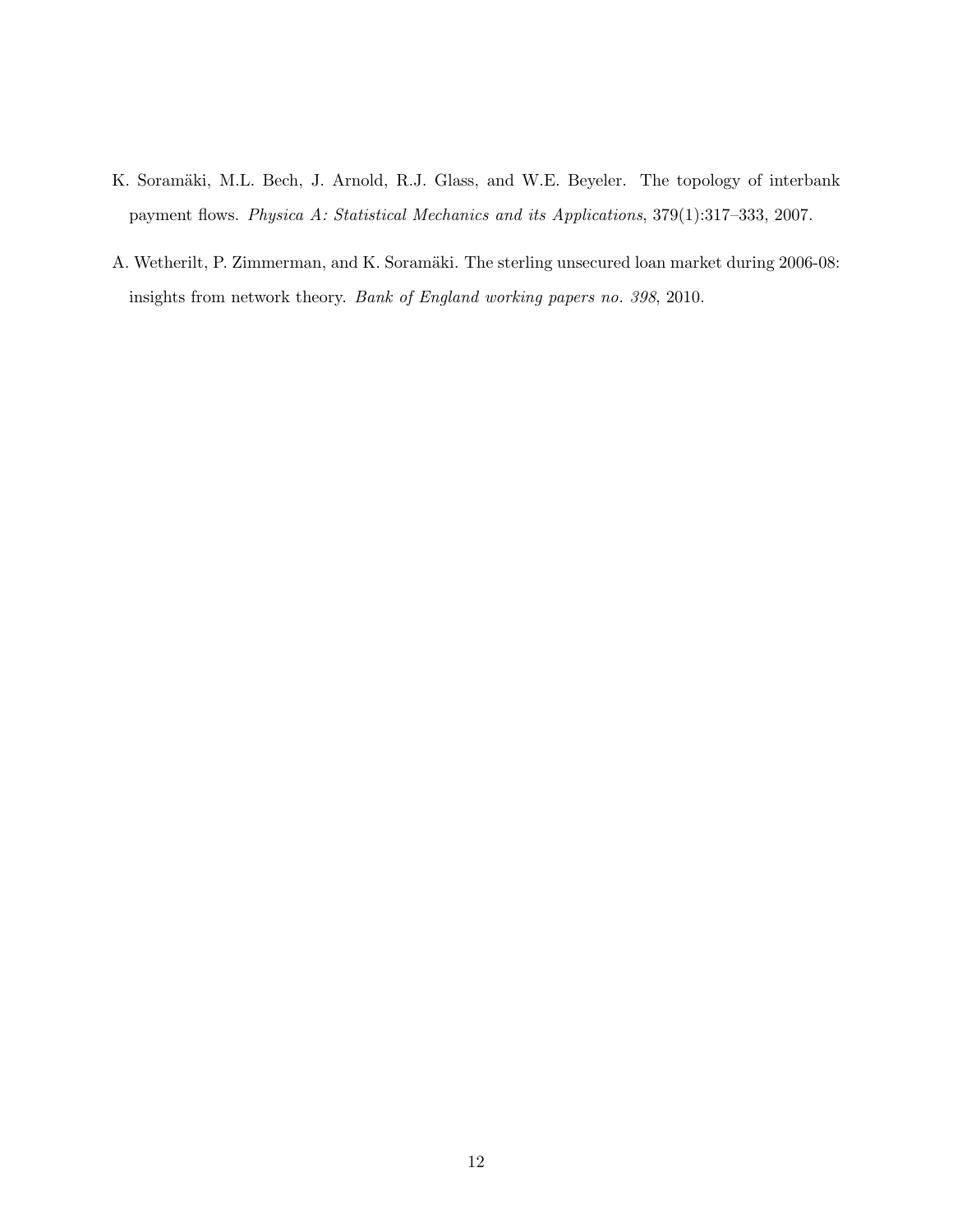K. Soramäki, M.L. Bech, J. Arnold, R.J. Glass, and W.E. Beyeler. The topology of interbank payment flows. *Physica A: Statistical Mechanics and its Applications*, 379(1):317–333, 2007.

A. Wetherilt, P. Zimmerman, and K. Soramäki. The sterling unsecured loan market during 2006-08: insights from network theory. *Bank of England working papers no. 398*, 2010.